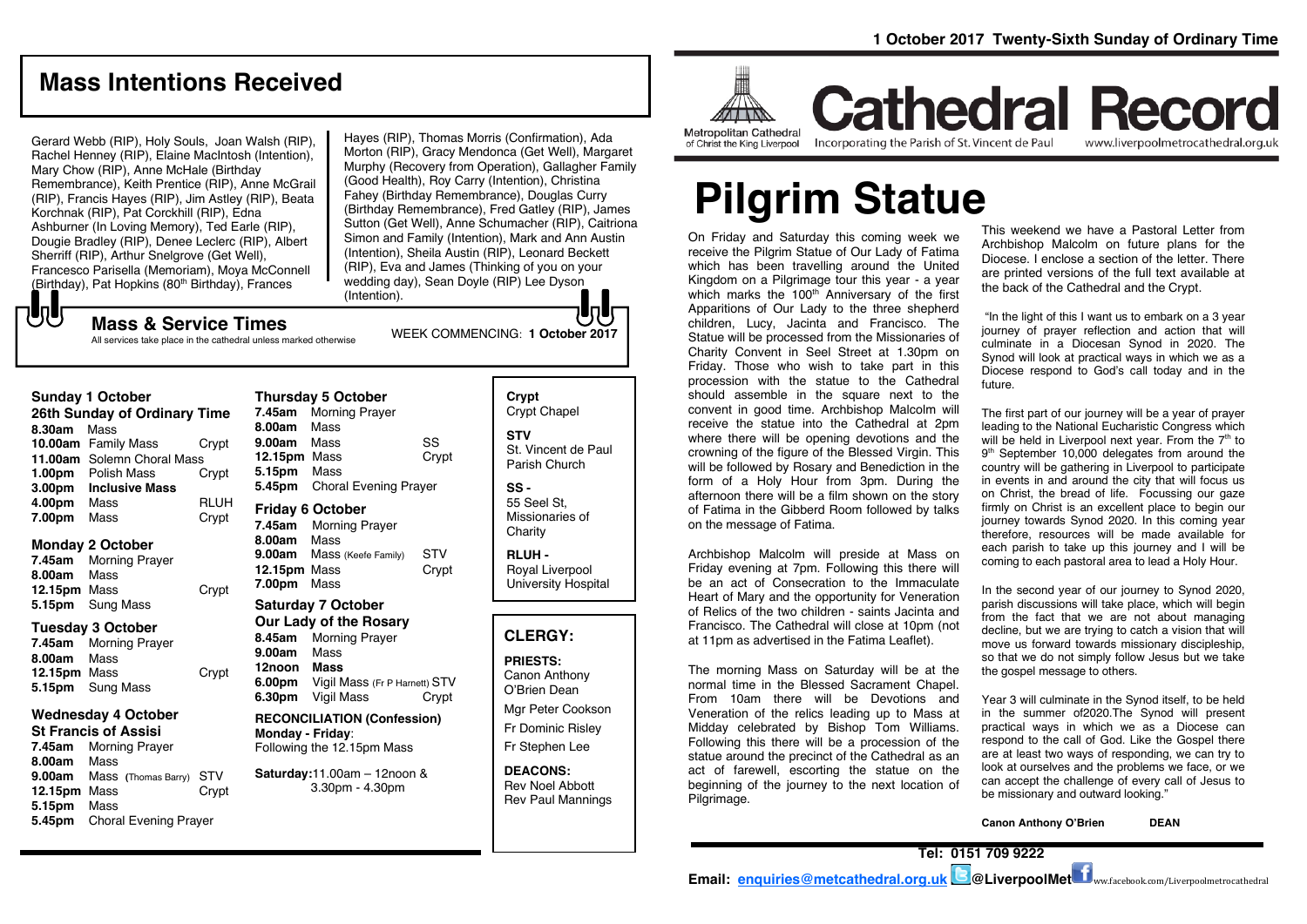1 October 2017 Twenty-Sixth Sunday of Ordinary Time

# Cathedral Record

Metropolitan Cathedral of Christ the King Liverpool

Incorporating the Parish of St. Vincent de Paul

www.liverpoolmetrocathedral.org.uk

# Pilgrim Statue

On Friday and Saturday this coming week we receive the Pilgrim Statue of Our Lady of Fatima which has been travelling around the United Kingdom on a Pilgrimage tour this year - a year which marks the 100th Anniversary of the first Apparitions of Our Lady to the three shepherd children, Lucy, Jacinta and Francisco. The Statue will be processed from the Missionaries of Charity Convent in Seel Street at 1.30pm on Friday. Those who wish to take part in this procession with the statue to the Cathedral should assemble in the square next to the convent in good time. Archbishop Malcolm will receive the statue into the Cathedral at 2pm where there will be opening devotions and the crowning of the figure of the Blessed Virgin. This will be followed by Rosary and Benediction in the form of a Holy Hour from 3pm. During the afternoon there will be a film shown on the story of Fatima in the Gibberd Room followed by talks on the message of Fatima.

Archbishop Malcolm will preside at Mass on Friday evening at 7pm. Following this there will be an act of Consecration to the Immaculate Heart of Mary and the opportunity for Veneration of Relics of the two children - saints Jacinta and Francisco. The Cathedral will close at 10pm (not at 11pm as advertised in the Fatima Leaflet).

The morning Mass on Saturday will be at the normal time in the Blessed Sacrament Chapel. From 10am there will be Devotions and Veneration of the relics leading up to Mass at Midday celebrated by Bishop Tom Williams. Following this there will be a procession of the statue around the precinct of the Cathedral as an act of farewell, escorting the statue on the beginning of the journey to the next location of Pilgrimage.

This weekend we have a Pastoral Letter from Archbishop Malcolm on future plans for the Diocese. I enclose a section of the letter. There are printed versions of the full text available at the back of the Cathedral and the Crypt.

"In the light of this I want us to embark on a 3 year journey of prayer reflection and action that will culminate in a Diocesan Synod in 2020. The Synod will look at practical ways in which we as a Diocese respond to God's call today and in the future.

The first part of our journey will be a year of prayer leading to the National Eucharistic Congress which will be held in Liverpool next year. From the 7th to 9th September 10,000 delegates from around the country will be gathering in Liverpool to participate in events in and around the city that will focus us on Christ, the bread of life. Focussing our gaze firmly on Christ is an excellent place to begin our journey towards Synod 2020. In this coming year therefore, resources will be made available for each parish to take up this journey and I will be coming to each pastoral area to lead a Holy Hour.

In the second year of our journey to Synod 2020, parish discussions will take place, which will begin from the fact that we are not about managing decline, but we are trying to catch a vision that will move us forward towards missionary discipleship, so that we do not simply follow Jesus but we take the gospel message to others.

Year 3 will culminate in the Synod itself, to be held in the summer of2020.The Synod will present practical ways in which we as a Diocese can respond to the call of God. Like the Gospel there are at least two ways of responding, we can try to look at ourselves and the problems we face, or we can accept the challenge of every call of Jesus to be missionary and outward looking."

**Canon Anthony O'Brien DEAN**

## Mass Intentions Received

Gerard Webb (RIP), Holy Souls, Joan Walsh (RIP), Rachel Henney (RIP), Elaine MacIntosh (Intention), Mary Chow (RIP), Anne McHale (Birthday Remembrance), Keith Prentice (RIP), Anne McGrail (RIP), Francis Hayes (RIP), Jim Astley (RIP), Beata Korchnak (RIP), Pat Corckhill (RIP), Edna Ashburner (In Loving Memory), Ted Earle (RIP), Dougie Bradley (RIP), Denee Leclerc (RIP), Albert Sherriff (RIP), Arthur Snelgrove (Get Well), Francesco Parisella (Memoriam), Moya McConnell (Birthday), Pat Hopkins (80th Birthday), Frances Hayes (RIP), Thomas Morris (Confirmation), Ada Morton (RIP), Gracy Mendonca (Get Well), Margaret Murphy (Recovery from Operation), Gallagher Family (Good Health), Roy Carry (Intention), Christina Fahey (Birthday Remembrance), Douglas Curry (Birthday Remembrance), Fred Gatley (RIP), James Sutton (Get Well), Anne Schumacher (RIP), Caitriona Simon and Family (Intention), Sheila Austin (RIP), Leonard Beckett (RIP), Eva and James (Thinking of you on your wedding day), Sean Doyle (RIP) Lee Dyson (Intention).

## Mass & Service Times

All services take place in the cathedral unless marked otherwise

WEEK COMMENCING: **1 October 2017**

### Sunday 1 October
**26th Sunday of Ordinary Time**

| | | |
|---|---|---|
| **8.30am** | Mass | |
| **10.00am** | Family Mass | Crypt |
| **11.00am** | Solemn Choral Mass | |
| **1.00pm** | Polish Mass | Crypt |
| **3.00pm** | **Inclusive Mass** | |
| **4.00pm** | Mass | RLUH |
| **7.00pm** | Mass | Crypt |

### Monday 2 October

| | | |
|---|---|---|
| **7.45am** | Morning Prayer | |
| **8.00am** | Mass | |
| **12.15pm** | Mass | Crypt |
| **5.15pm** | Sung Mass | |

### Tuesday 3 October

| | | |
|---|---|---|
| **7.45am** | Morning Prayer | |
| **8.00am** | Mass | |
| **12.15pm** | Mass | Crypt |
| **5.15pm** | Sung Mass | |

### Wednesday 4 October
**St Francis of Assisi**

| | | |
|---|---|---|
| **7.45am** | Morning Prayer | |
| **8.00am** | Mass | |
| **9.00am** | Mass (Thomas Barry) | STV |
| **12.15pm** | Mass | Crypt |
| **5.15pm** | Mass | |
| **5.45pm** | Choral Evening Prayer | |

### Thursday 5 October

| | | |
|---|---|---|
| **7.45am** | Morning Prayer | |
| **8.00am** | Mass | |
| **9.00am** | Mass | SS |
| **12.15pm** | Mass | Crypt |
| **5.15pm** | Mass | |
| **5.45pm** | Choral Evening Prayer | |

### Friday 6 October

| | | |
|---|---|---|
| **7.45am** | Morning Prayer | |
| **8.00am** | Mass | |
| **9.00am** | Mass (Keefe Family) | STV |
| **12.15pm** | Mass | Crypt |
| **7.00pm** | Mass | |

### Saturday 7 October
**Our Lady of the Rosary**

| | | |
|---|---|---|
| **8.45am** | Morning Prayer | |
| **9.00am** | Mass | |
| **12noon** | **Mass** | |
| **6.00pm** | Vigil Mass (Fr P Harnett) | STV |
| **6.30pm** | Vigil Mass | Crypt |

**RECONCILIATION (Confession)**
**Monday - Friday**: Following the 12.15pm Mass

**Saturday:** 11.00am – 12noon & 3.30pm - 4.30pm

**Crypt**
Crypt Chapel

**STV**
St. Vincent de Paul Parish Church

**SS -**
55 Seel St, Missionaries of Charity

**RLUH -**
Royal Liverpool University Hospital

## CLERGY:

**PRIESTS:**
Canon Anthony O'Brien Dean
Mgr Peter Cookson
Fr Dominic Risley
Fr Stephen Lee

**DEACONS:**
Rev Noel Abbott
Rev Paul Mannings

**Tel: 0151 709 9222**

**Email: enquiries@metcathedral.org.uk @LiverpoolMet** www.facebook.com/Liverpoolmetrocathedral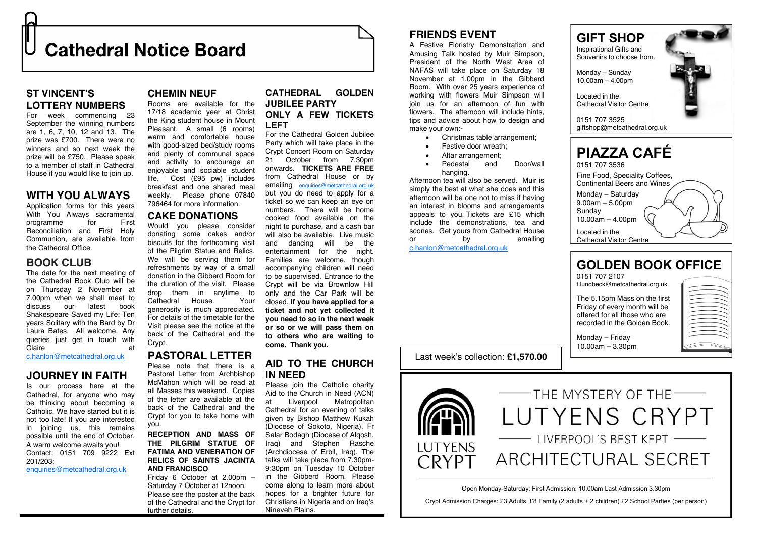# Cathedral Notice Board

## ST VINCENT'S LOTTERY NUMBERS

For week commencing 23 September the winning numbers are 1, 6, 7, 10, 12 and 13. The prize was £700. There were no winners and so next week the prize will be £750. Please speak to a member of staff in Cathedral House if you would like to join up.

## WITH YOU ALWAYS

Application forms for this years With You Always sacramental programme for First Reconciliation and First Holy Communion, are available from the Cathedral Office.

## BOOK CLUB

The date for the next meeting of the Cathedral Book Club will be on Thursday 2 November at 7.00pm when we shall meet to discuss our latest book Shakespeare Saved my Life: Ten years Solitary with the Bard by Dr Laura Bates. All welcome. Any queries just get in touch with Claire at c.hanlon@metcathedral.org.uk

## JOURNEY IN FAITH

Is our process here at the Cathedral, for anyone who may be thinking about becoming a Catholic. We have started but it is not too late! If you are interested in joining us, this remains possible until the end of October. A warm welcome awaits you! Contact: 0151 709 9222 Ext 201/203: enquiries@metcathedral.org.uk

## CHEMIN NEUF

Rooms are available for the 17/18 academic year at Christ the King student house in Mount Pleasant. A small (6 rooms) warm and comfortable house with good-sized bed/study rooms and plenty of communal space and activity to encourage an enjoyable and sociable student life. Cost (£95 pw) includes breakfast and one shared meal weekly. Please phone 07840 796464 for more information.

## CAKE DONATIONS

Would you please consider donating some cakes and/or biscuits for the forthcoming visit of the Pilgrim Statue and Relics. We will be serving them for refreshments by way of a small donation in the Gibberd Room for the duration of the visit. Please drop them in anytime to Cathedral House. Your generosity is much appreciated. For details of the timetable for the Visit please see the notice at the back of the Cathedral and the Crypt.

## PASTORAL LETTER

Please note that there is a Pastoral Letter from Archbishop McMahon which will be read at all Masses this weekend. Copies of the letter are available at the back of the Cathedral and the Crypt for you to take home with you.

**RECEPTION AND MASS OF THE PILGRIM STATUE OF FATIMA AND VENERATION OF RELICS OF SAINTS JACINTA AND FRANCISCO**

Friday 6 October at 2.00pm – Saturday 7 October at 12noon. Please see the poster at the back of the Cathedral and the Crypt for further details.

## CATHEDRAL GOLDEN JUBILEE PARTY ONLY A FEW TICKETS LEFT

For the Cathedral Golden Jubilee Party which will take place in the Crypt Concert Room on Saturday 21 October from 7.30pm onwards. **TICKETS ARE FREE** from Cathedral House or by emailing enquiries@metcathedral.org.uk but you do need to apply for a ticket so we can keep an eye on numbers. There will be home cooked food available on the night to purchase, and a cash bar will also be available. Live music and dancing will be the entertainment for the night. Families are welcome, though accompanying children will need to be supervised. Entrance to the Crypt will be via Brownlow Hill only and the Car Park will be closed. **If you have applied for a ticket and not yet collected it you need to so in the next week or so or we will pass them on to others who are waiting to come. Thank you.**

## AID TO THE CHURCH IN NEED

Please join the Catholic charity Aid to the Church in Need (ACN) at Liverpool Metropolitan Cathedral for an evening of talks given by Bishop Matthew Kukah (Diocese of Sokoto, Nigeria), Fr Salar Bodagh (Diocese of Alqosh, Iraq) and Stephen Rasche (Archdiocese of Erbil, Iraq). The talks will take place from 7.30pm-9:30pm on Tuesday 10 October in the Gibberd Room. Please come along to learn more about hopes for a brighter future for Christians in Nigeria and on Iraq's Nineveh Plains.

## FRIENDS EVENT

A Festive Floristry Demonstration and Amusing Talk hosted by Muir Simpson, President of the North West Area of NAFAS will take place on Saturday 18 November at 1.00pm in the Gibberd Room. With over 25 years experience of working with flowers Muir Simpson will join us for an afternoon of fun with flowers. The afternoon will include hints, tips and advice about how to design and make your own:-

- Christmas table arrangement;
- Festive door wreath;
- Altar arrangement;
- Pedestal and Door/wall hanging.

Afternoon tea will also be served. Muir is simply the best at what she does and this afternoon will be one not to miss if having an interest in blooms and arrangements appeals to you. Tickets are £15 which include the demonstrations, tea and scones. Get yours from Cathedral House or by emailing c.hanlon@metcathedral.org.uk

Last week's collection: **£1,570.00**

## GIFT SHOP

Inspirational Gifts and Souvenirs to choose from.

Monday – Sunday
10.00am – 4.00pm

Located in the Cathedral Visitor Centre

0151 707 3525
giftshop@metcathedral.org.uk

## PIAZZA CAFÉ

0151 707 3536

Fine Food, Speciality Coffees, Continental Beers and Wines

Monday – Saturday
9.00am – 5.00pm
Sunday
10.00am – 4.00pm

Located in the Cathedral Visitor Centre

## GOLDEN BOOK OFFICE

0151 707 2107
t.lundbeck@metcathedral.org.uk

The 5.15pm Mass on the first Friday of every month will be offered for all those who are recorded in the Golden Book.

Monday – Friday
10.00am – 3.30pm

LUTYENS CRYPT

THE MYSTERY OF THE LUTYENS CRYPT — LIVERPOOL'S BEST KEPT ARCHITECTURAL SECRET

Open Monday-Saturday: First Admission: 10.00am Last Admission 3.30pm

Crypt Admission Charges: £3 Adults, £8 Family (2 adults + 2 children) £2 School Parties (per person)